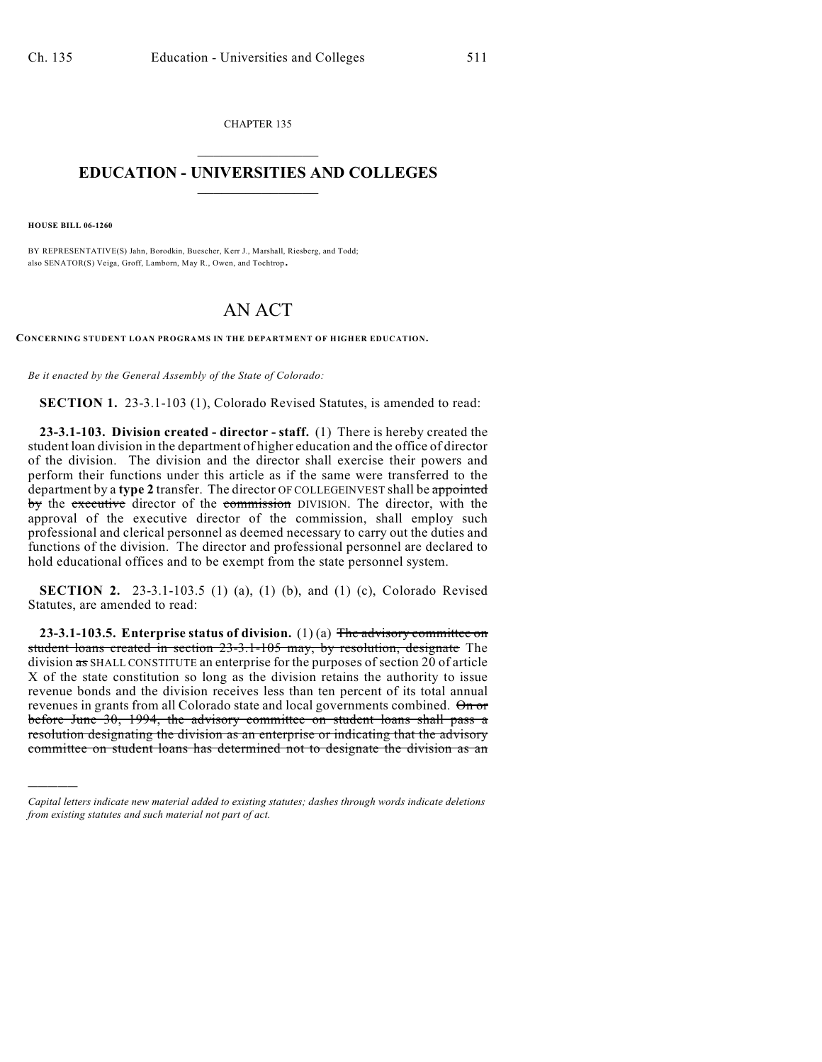CHAPTER 135

# EDUCATION - UNIVERSITIES AND COLLEGES

**HOUSE BILL 06-1260**

BY REPRESENTATIVE(S) Jahn, Borodkin, Buescher, Kerr J., Marshall, Riesberg, and Todd; also SENATOR(S) Veiga, Groff, Lamborn, May R., Owen, and Tochtrop.

# AN ACT

**CONCERNING STUDENT LOAN PROGRAMS IN THE DEPARTMENT OF HIGHER EDUCATION.**

*Be it enacted by the General Assembly of the State of Colorado:*

**SECTION 1.** 23-3.1-103 (1), Colorado Revised Statutes, is amended to read:

**23-3.1-103. Division created - director - staff.** (1) There is hereby created the student loan division in the department of higher education and the office of director of the division. The division and the director shall exercise their powers and perform their functions under this article as if the same were transferred to the department by a **type 2** transfer. The director OF COLLEGEINVEST shall be ~~appointed by~~ the ~~executive~~ director of the ~~commission~~ DIVISION. The director, with the approval of the executive director of the commission, shall employ such professional and clerical personnel as deemed necessary to carry out the duties and functions of the division. The director and professional personnel are declared to hold educational offices and to be exempt from the state personnel system.

**SECTION 2.** 23-3.1-103.5 (1) (a), (1) (b), and (1) (c), Colorado Revised Statutes, are amended to read:

**23-3.1-103.5. Enterprise status of division.** (1) (a) ~~The advisory committee on student loans created in section 23-3.1-105 may, by resolution, designate~~ The division ~~as~~ SHALL CONSTITUTE an enterprise for the purposes of section 20 of article X of the state constitution so long as the division retains the authority to issue revenue bonds and the division receives less than ten percent of its total annual revenues in grants from all Colorado state and local governments combined. ~~On or before June 30, 1994, the advisory committee on student loans shall pass a resolution designating the division as an enterprise or indicating that the advisory committee on student loans has determined not to designate the division as an~~

*Capital letters indicate new material added to existing statutes; dashes through words indicate deletions from existing statutes and such material not part of act.*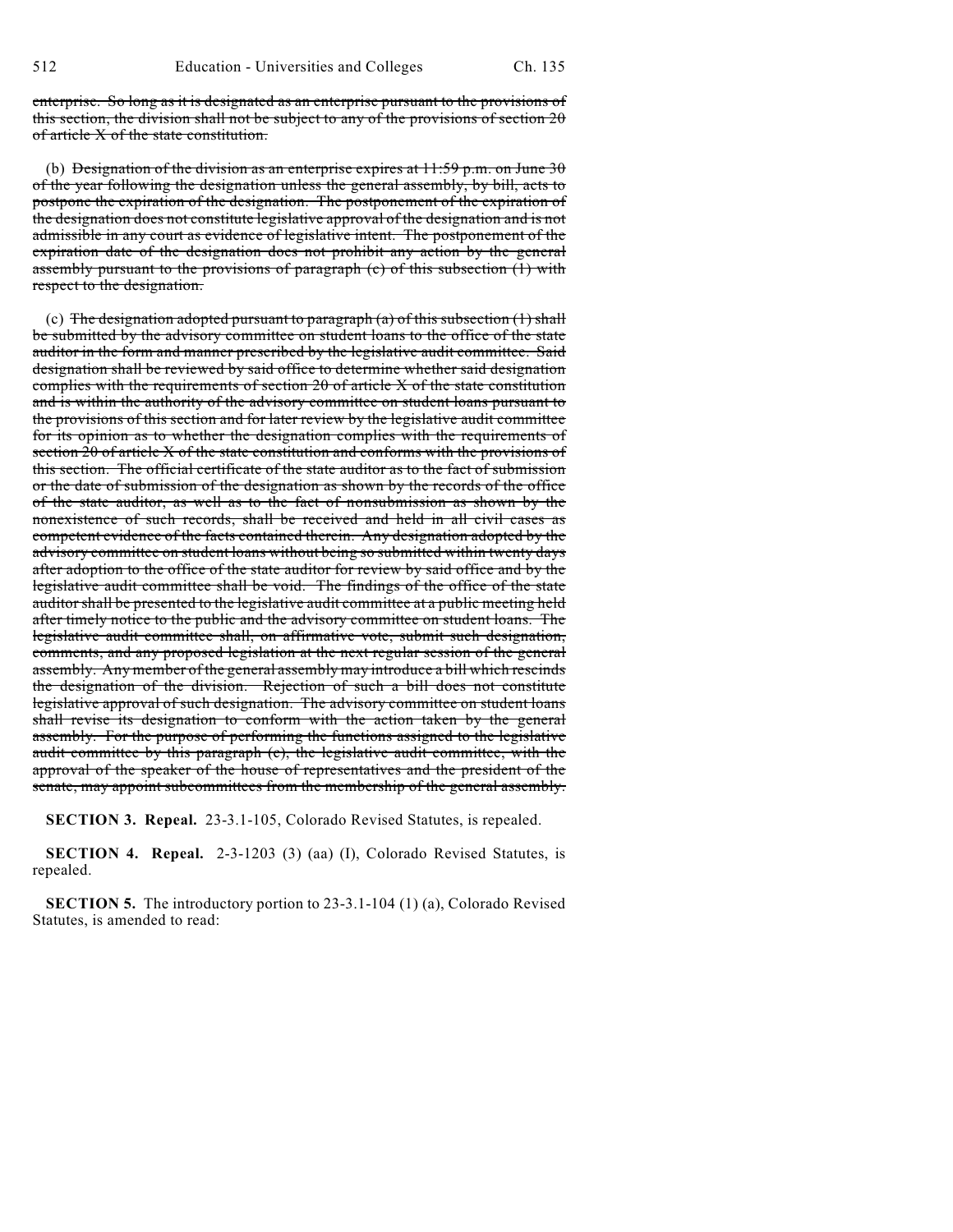~~enterprise. So long as it is designated as an enterprise pursuant to the provisions of this section, the division shall not be subject to any of the provisions of section 20 of article X of the state constitution.~~

(b) ~~Designation of the division as an enterprise expires at 11:59 p.m. on June 30 of the year following the designation unless the general assembly, by bill, acts to postpone the expiration of the designation. The postponement of the expiration of the designation does not constitute legislative approval of the designation and is not admissible in any court as evidence of legislative intent. The postponement of the expiration date of the designation does not prohibit any action by the general assembly pursuant to the provisions of paragraph (c) of this subsection (1) with respect to the designation.~~

(c) ~~The designation adopted pursuant to paragraph (a) of this subsection (1) shall be submitted by the advisory committee on student loans to the office of the state auditor in the form and manner prescribed by the legislative audit committee. Said designation shall be reviewed by said office to determine whether said designation complies with the requirements of section 20 of article X of the state constitution and is within the authority of the advisory committee on student loans pursuant to the provisions of this section and for later review by the legislative audit committee for its opinion as to whether the designation complies with the requirements of section 20 of article X of the state constitution and conforms with the provisions of this section. The official certificate of the state auditor as to the fact of submission or the date of submission of the designation as shown by the records of the office of the state auditor, as well as to the fact of nonsubmission as shown by the nonexistence of such records, shall be received and held in all civil cases as competent evidence of the facts contained therein. Any designation adopted by the advisory committee on student loans without being so submitted within twenty days after adoption to the office of the state auditor for review by said office and by the legislative audit committee shall be void. The findings of the office of the state auditor shall be presented to the legislative audit committee at a public meeting held after timely notice to the public and the advisory committee on student loans. The legislative audit committee shall, on affirmative vote, submit such designation, comments, and any proposed legislation at the next regular session of the general assembly. Any member of the general assembly may introduce a bill which rescinds the designation of the division. Rejection of such a bill does not constitute legislative approval of such designation. The advisory committee on student loans shall revise its designation to conform with the action taken by the general assembly. For the purpose of performing the functions assigned to the legislative audit committee by this paragraph (c), the legislative audit committee, with the approval of the speaker of the house of representatives and the president of the senate, may appoint subcommittees from the membership of the general assembly.~~

**SECTION 3. Repeal.** 23-3.1-105, Colorado Revised Statutes, is repealed.

**SECTION 4. Repeal.** 2-3-1203 (3) (aa) (I), Colorado Revised Statutes, is repealed.

**SECTION 5.** The introductory portion to 23-3.1-104 (1) (a), Colorado Revised Statutes, is amended to read: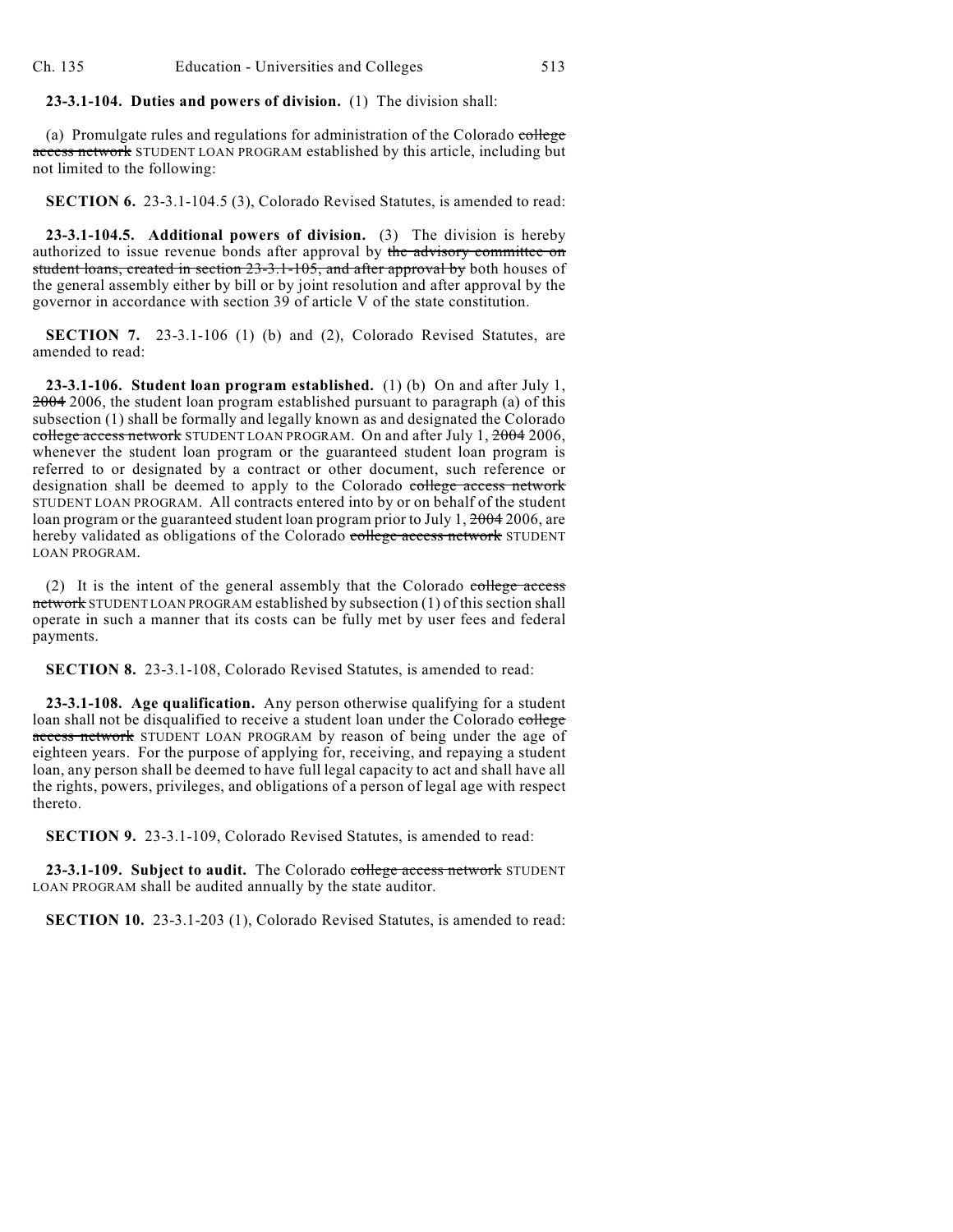**23-3.1-104. Duties and powers of division.** (1) The division shall:

(a) Promulgate rules and regulations for administration of the Colorado ~~college access network~~ STUDENT LOAN PROGRAM established by this article, including but not limited to the following:

**SECTION 6.** 23-3.1-104.5 (3), Colorado Revised Statutes, is amended to read:

**23-3.1-104.5. Additional powers of division.** (3) The division is hereby authorized to issue revenue bonds after approval by ~~the advisory committee on student loans, created in section 23-3.1-105, and after approval by~~ both houses of the general assembly either by bill or by joint resolution and after approval by the governor in accordance with section 39 of article V of the state constitution.

**SECTION 7.** 23-3.1-106 (1) (b) and (2), Colorado Revised Statutes, are amended to read:

**23-3.1-106. Student loan program established.** (1) (b) On and after July 1, ~~2004~~ 2006, the student loan program established pursuant to paragraph (a) of this subsection (1) shall be formally and legally known as and designated the Colorado ~~college access network~~ STUDENT LOAN PROGRAM. On and after July 1, ~~2004~~ 2006, whenever the student loan program or the guaranteed student loan program is referred to or designated by a contract or other document, such reference or designation shall be deemed to apply to the Colorado ~~college access network~~ STUDENT LOAN PROGRAM. All contracts entered into by or on behalf of the student loan program or the guaranteed student loan program prior to July 1, ~~2004~~ 2006, are hereby validated as obligations of the Colorado ~~college access network~~ STUDENT LOAN PROGRAM.

(2) It is the intent of the general assembly that the Colorado ~~college access network~~ STUDENT LOAN PROGRAM established by subsection (1) of this section shall operate in such a manner that its costs can be fully met by user fees and federal payments.

**SECTION 8.** 23-3.1-108, Colorado Revised Statutes, is amended to read:

**23-3.1-108. Age qualification.** Any person otherwise qualifying for a student loan shall not be disqualified to receive a student loan under the Colorado ~~college access network~~ STUDENT LOAN PROGRAM by reason of being under the age of eighteen years. For the purpose of applying for, receiving, and repaying a student loan, any person shall be deemed to have full legal capacity to act and shall have all the rights, powers, privileges, and obligations of a person of legal age with respect thereto.

**SECTION 9.** 23-3.1-109, Colorado Revised Statutes, is amended to read:

**23-3.1-109. Subject to audit.** The Colorado ~~college access network~~ STUDENT LOAN PROGRAM shall be audited annually by the state auditor.

**SECTION 10.** 23-3.1-203 (1), Colorado Revised Statutes, is amended to read: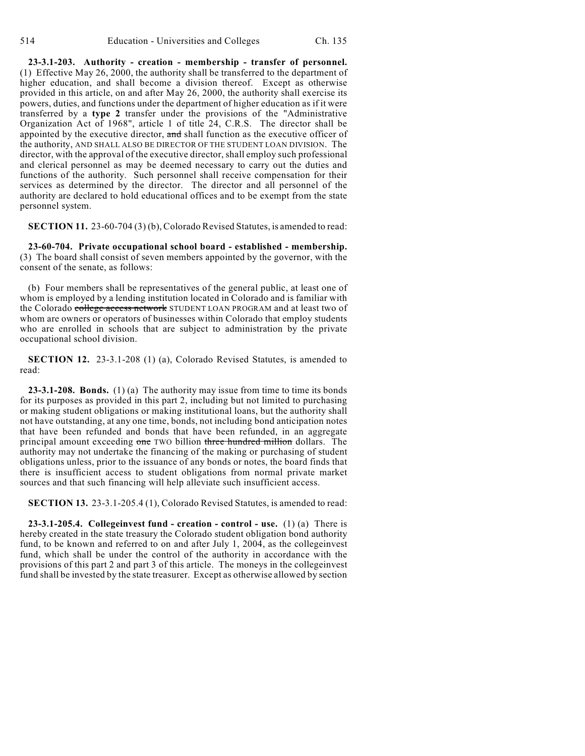**23-3.1-203. Authority - creation - membership - transfer of personnel.** (1) Effective May 26, 2000, the authority shall be transferred to the department of higher education, and shall become a division thereof. Except as otherwise provided in this article, on and after May 26, 2000, the authority shall exercise its powers, duties, and functions under the department of higher education as if it were transferred by a **type 2** transfer under the provisions of the "Administrative Organization Act of 1968", article 1 of title 24, C.R.S. The director shall be appointed by the executive director, ~~and~~ shall function as the executive officer of the authority, AND SHALL ALSO BE DIRECTOR OF THE STUDENT LOAN DIVISION. The director, with the approval of the executive director, shall employ such professional and clerical personnel as may be deemed necessary to carry out the duties and functions of the authority. Such personnel shall receive compensation for their services as determined by the director. The director and all personnel of the authority are declared to hold educational offices and to be exempt from the state personnel system.

**SECTION 11.** 23-60-704 (3) (b), Colorado Revised Statutes, is amended to read:

**23-60-704. Private occupational school board - established - membership.** (3) The board shall consist of seven members appointed by the governor, with the consent of the senate, as follows:

(b) Four members shall be representatives of the general public, at least one of whom is employed by a lending institution located in Colorado and is familiar with the Colorado ~~college access network~~ STUDENT LOAN PROGRAM and at least two of whom are owners or operators of businesses within Colorado that employ students who are enrolled in schools that are subject to administration by the private occupational school division.

**SECTION 12.** 23-3.1-208 (1) (a), Colorado Revised Statutes, is amended to read:

**23-3.1-208. Bonds.** (1) (a) The authority may issue from time to time its bonds for its purposes as provided in this part 2, including but not limited to purchasing or making student obligations or making institutional loans, but the authority shall not have outstanding, at any one time, bonds, not including bond anticipation notes that have been refunded and bonds that have been refunded, in an aggregate principal amount exceeding ~~one~~ TWO billion ~~three hundred million~~ dollars. The authority may not undertake the financing of the making or purchasing of student obligations unless, prior to the issuance of any bonds or notes, the board finds that there is insufficient access to student obligations from normal private market sources and that such financing will help alleviate such insufficient access.

**SECTION 13.** 23-3.1-205.4 (1), Colorado Revised Statutes, is amended to read:

**23-3.1-205.4. Collegeinvest fund - creation - control - use.** (1) (a) There is hereby created in the state treasury the Colorado student obligation bond authority fund, to be known and referred to on and after July 1, 2004, as the collegeinvest fund, which shall be under the control of the authority in accordance with the provisions of this part 2 and part 3 of this article. The moneys in the collegeinvest fund shall be invested by the state treasurer. Except as otherwise allowed by section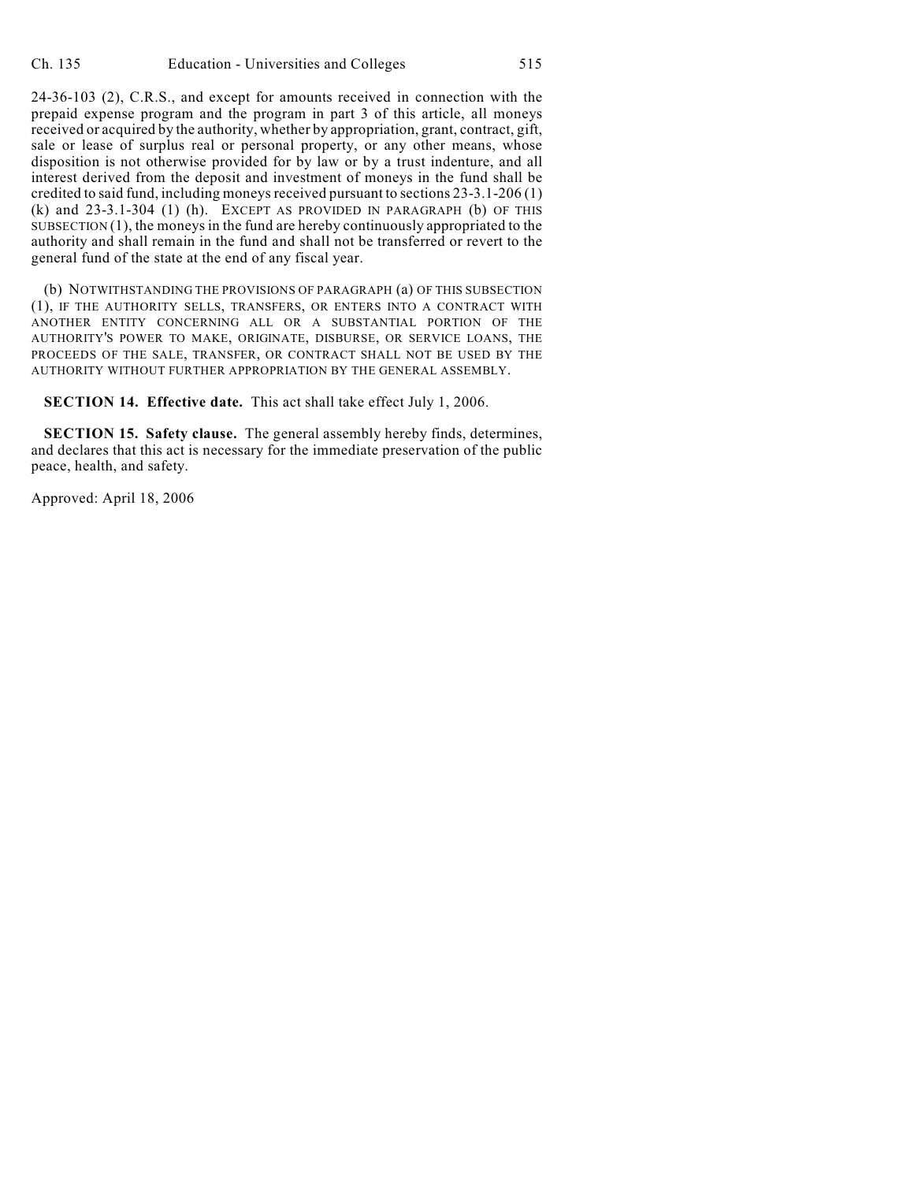24-36-103 (2), C.R.S., and except for amounts received in connection with the prepaid expense program and the program in part 3 of this article, all moneys received or acquired by the authority, whether by appropriation, grant, contract, gift, sale or lease of surplus real or personal property, or any other means, whose disposition is not otherwise provided for by law or by a trust indenture, and all interest derived from the deposit and investment of moneys in the fund shall be credited to said fund, including moneys received pursuant to sections 23-3.1-206 (1) (k) and 23-3.1-304 (1) (h). EXCEPT AS PROVIDED IN PARAGRAPH (b) OF THIS SUBSECTION (1), the moneys in the fund are hereby continuously appropriated to the authority and shall remain in the fund and shall not be transferred or revert to the general fund of the state at the end of any fiscal year.

(b) NOTWITHSTANDING THE PROVISIONS OF PARAGRAPH (a) OF THIS SUBSECTION (1), IF THE AUTHORITY SELLS, TRANSFERS, OR ENTERS INTO A CONTRACT WITH ANOTHER ENTITY CONCERNING ALL OR A SUBSTANTIAL PORTION OF THE AUTHORITY'S POWER TO MAKE, ORIGINATE, DISBURSE, OR SERVICE LOANS, THE PROCEEDS OF THE SALE, TRANSFER, OR CONTRACT SHALL NOT BE USED BY THE AUTHORITY WITHOUT FURTHER APPROPRIATION BY THE GENERAL ASSEMBLY.

**SECTION 14. Effective date.** This act shall take effect July 1, 2006.

**SECTION 15. Safety clause.** The general assembly hereby finds, determines, and declares that this act is necessary for the immediate preservation of the public peace, health, and safety.

Approved: April 18, 2006